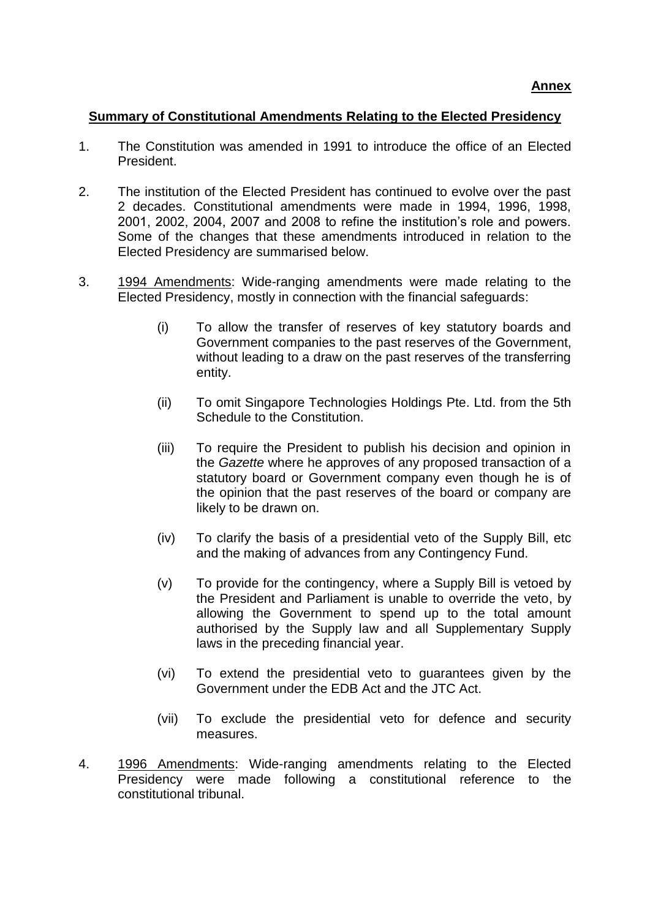**Annex**

## Summary of Constitutional Amendments Relating to the Elected Presidency

1. The Constitution was amended in 1991 to introduce the office of an Elected President.

2. The institution of the Elected President has continued to evolve over the past 2 decades. Constitutional amendments were made in 1994, 1996, 1998, 2001, 2002, 2004, 2007 and 2008 to refine the institution's role and powers. Some of the changes that these amendments introduced in relation to the Elected Presidency are summarised below.

3. 1994 Amendments: Wide-ranging amendments were made relating to the Elected Presidency, mostly in connection with the financial safeguards:

   (i) To allow the transfer of reserves of key statutory boards and Government companies to the past reserves of the Government, without leading to a draw on the past reserves of the transferring entity.

   (ii) To omit Singapore Technologies Holdings Pte. Ltd. from the 5th Schedule to the Constitution.

   (iii) To require the President to publish his decision and opinion in the *Gazette* where he approves of any proposed transaction of a statutory board or Government company even though he is of the opinion that the past reserves of the board or company are likely to be drawn on.

   (iv) To clarify the basis of a presidential veto of the Supply Bill, etc and the making of advances from any Contingency Fund.

   (v) To provide for the contingency, where a Supply Bill is vetoed by the President and Parliament is unable to override the veto, by allowing the Government to spend up to the total amount authorised by the Supply law and all Supplementary Supply laws in the preceding financial year.

   (vi) To extend the presidential veto to guarantees given by the Government under the EDB Act and the JTC Act.

   (vii) To exclude the presidential veto for defence and security measures.

4. 1996 Amendments: Wide-ranging amendments relating to the Elected Presidency were made following a constitutional reference to the constitutional tribunal.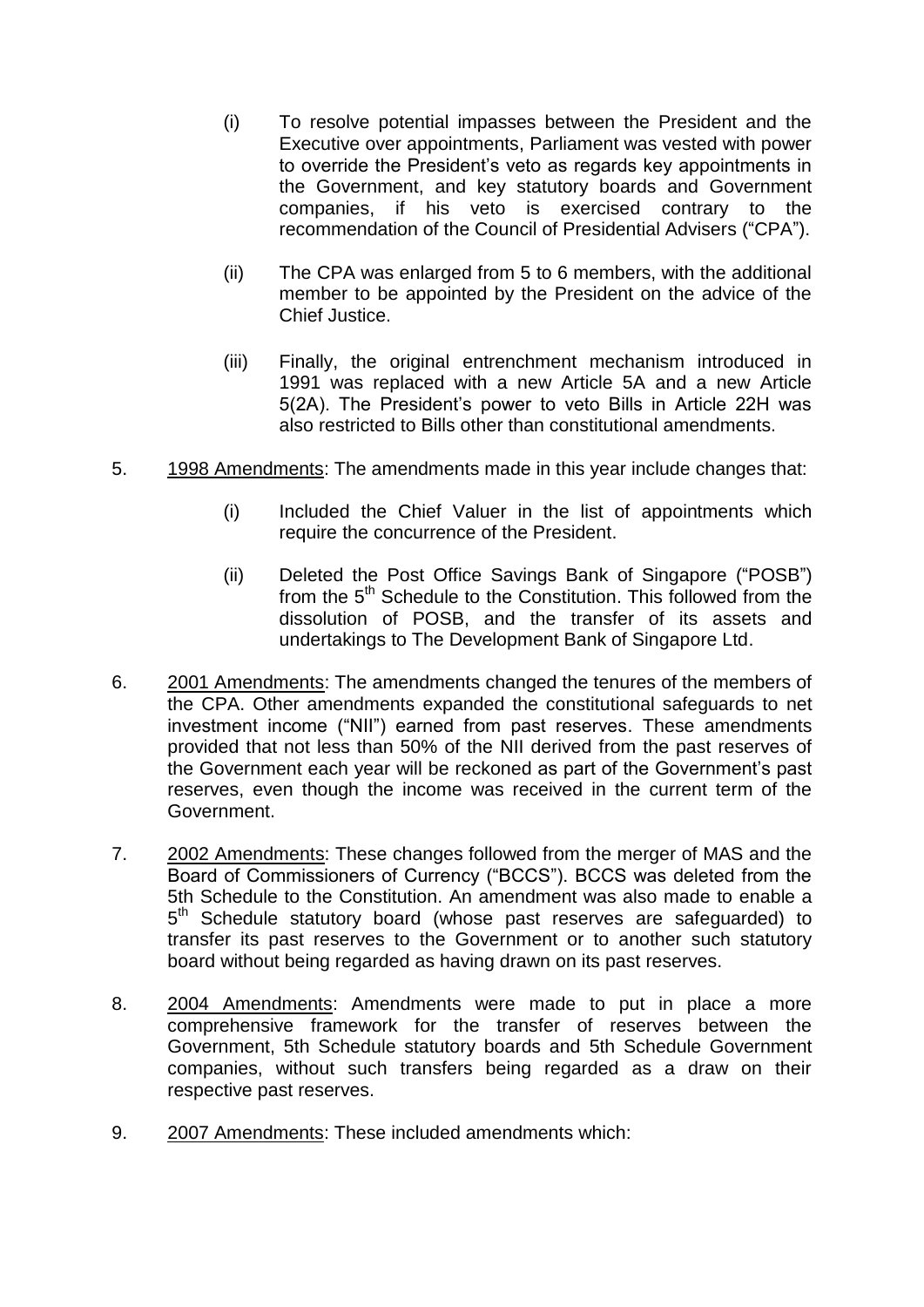(i) To resolve potential impasses between the President and the Executive over appointments, Parliament was vested with power to override the President's veto as regards key appointments in the Government, and key statutory boards and Government companies, if his veto is exercised contrary to the recommendation of the Council of Presidential Advisers ("CPA").

(ii) The CPA was enlarged from 5 to 6 members, with the additional member to be appointed by the President on the advice of the Chief Justice.

(iii) Finally, the original entrenchment mechanism introduced in 1991 was replaced with a new Article 5A and a new Article 5(2A). The President's power to veto Bills in Article 22H was also restricted to Bills other than constitutional amendments.

5. <u>1998 Amendments</u>: The amendments made in this year include changes that:

(i) Included the Chief Valuer in the list of appointments which require the concurrence of the President.

(ii) Deleted the Post Office Savings Bank of Singapore ("POSB") from the 5th Schedule to the Constitution. This followed from the dissolution of POSB, and the transfer of its assets and undertakings to The Development Bank of Singapore Ltd.

6. <u>2001 Amendments</u>: The amendments changed the tenures of the members of the CPA. Other amendments expanded the constitutional safeguards to net investment income ("NII") earned from past reserves. These amendments provided that not less than 50% of the NII derived from the past reserves of the Government each year will be reckoned as part of the Government's past reserves, even though the income was received in the current term of the Government.

7. <u>2002 Amendments</u>: These changes followed from the merger of MAS and the Board of Commissioners of Currency ("BCCS"). BCCS was deleted from the 5th Schedule to the Constitution. An amendment was also made to enable a 5th Schedule statutory board (whose past reserves are safeguarded) to transfer its past reserves to the Government or to another such statutory board without being regarded as having drawn on its past reserves.

8. <u>2004 Amendments</u>: Amendments were made to put in place a more comprehensive framework for the transfer of reserves between the Government, 5th Schedule statutory boards and 5th Schedule Government companies, without such transfers being regarded as a draw on their respective past reserves.

9. <u>2007 Amendments</u>: These included amendments which: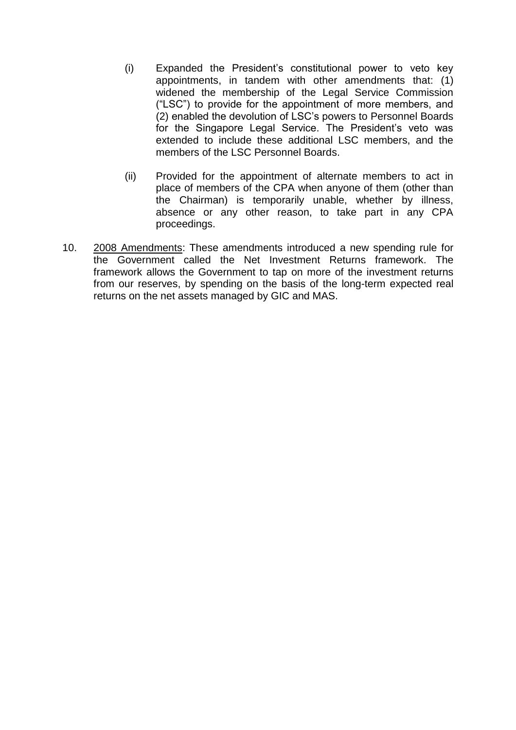(i) Expanded the President's constitutional power to veto key appointments, in tandem with other amendments that: (1) widened the membership of the Legal Service Commission ("LSC") to provide for the appointment of more members, and (2) enabled the devolution of LSC's powers to Personnel Boards for the Singapore Legal Service. The President's veto was extended to include these additional LSC members, and the members of the LSC Personnel Boards.

(ii) Provided for the appointment of alternate members to act in place of members of the CPA when anyone of them (other than the Chairman) is temporarily unable, whether by illness, absence or any other reason, to take part in any CPA proceedings.

10. <u>2008 Amendments</u>: These amendments introduced a new spending rule for the Government called the Net Investment Returns framework. The framework allows the Government to tap on more of the investment returns from our reserves, by spending on the basis of the long-term expected real returns on the net assets managed by GIC and MAS.